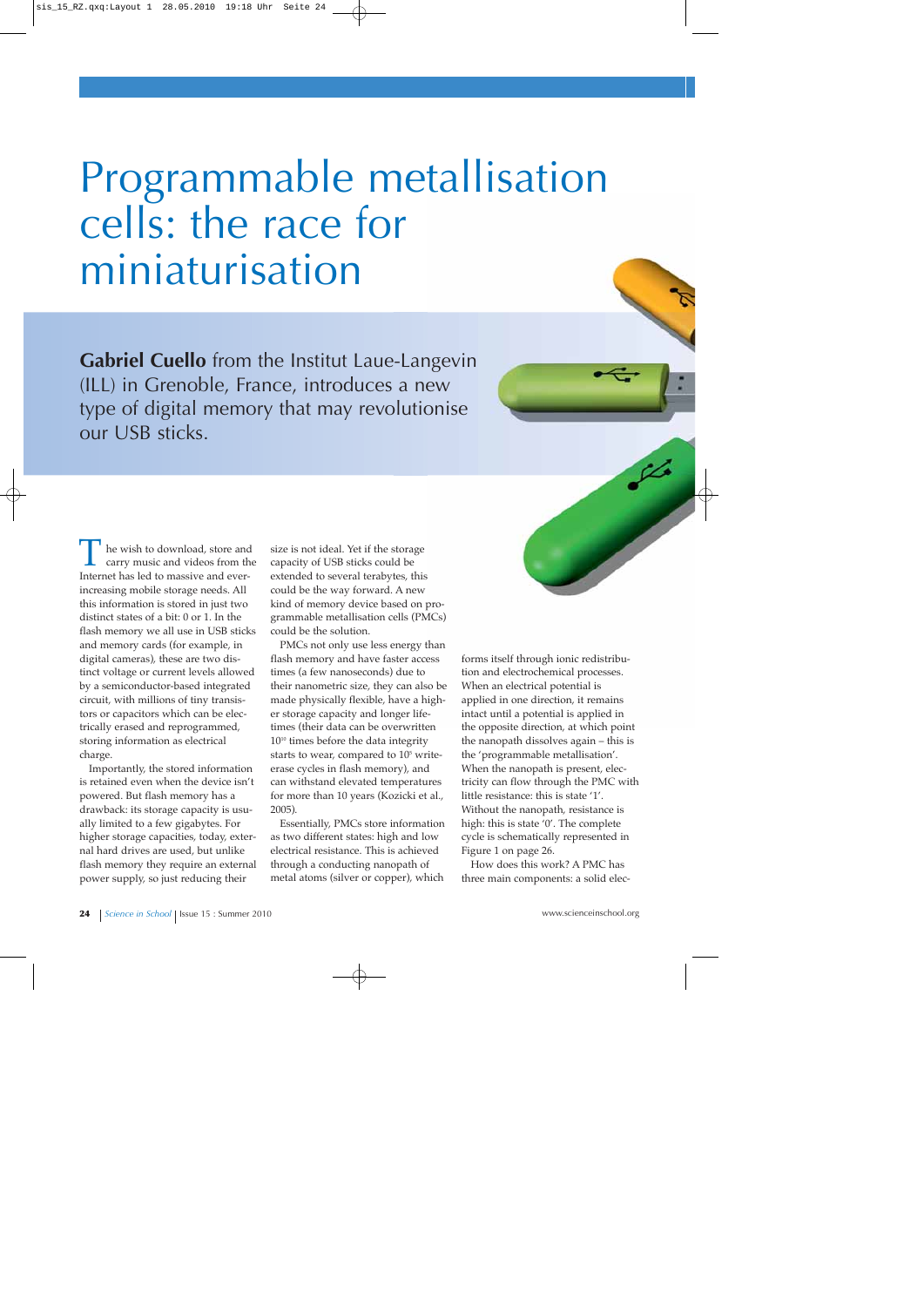# Programmable metallisation cells: the race for miniaturisation

**Gabriel Cuello** from the Institut Laue-Langevin (ILL) in Grenoble, France, introduces a new type of digital memory that may revolutionise our USB sticks.

The wish to download, store and carry music and videos from the Internet has led to massive and ever-increasing mobile storage needs. All this information is stored in just two distinct states of a bit: 0 or 1. In the flash memory we all use in USB sticks and memory cards (for example, in digital cameras), these are two distinct voltage or current levels allowed by a semiconductor-based integrated circuit, with millions of tiny transistors or capacitors which can be electrically erased and reprogrammed, storing information as electrical charge.

Importantly, the stored information is retained even when the device isn't powered. But flash memory has a drawback: its storage capacity is usually limited to a few gigabytes. For higher storage capacities, today, external hard drives are used, but unlike flash memory they require an external power supply, so just reducing their size is not ideal. Yet if the storage capacity of USB sticks could be extended to several terabytes, this could be the way forward. A new kind of memory device based on programmable metallisation cells (PMCs) could be the solution.

PMCs not only use less energy than flash memory and have faster access times (a few nanoseconds) due to their nanometric size, they can also be made physically flexible, have a higher storage capacity and longer lifetimes (their data can be overwritten $10^{10}$ times before the data integrity starts to wear, compared to $10^{5}$ write-erase cycles in flash memory), and can withstand elevated temperatures for more than 10 years (Kozicki et al., 2005).

Essentially, PMCs store information as two different states: high and low electrical resistance. This is achieved through a conducting nanopath of metal atoms (silver or copper), which forms itself through ionic redistribution and electrochemical processes. When an electrical potential is applied in one direction, it remains intact until a potential is applied in the opposite direction, at which point the nanopath dissolves again – this is the 'programmable metallisation'. When the nanopath is present, electricity can flow through the PMC with little resistance: this is state '1'. Without the nanopath, resistance is high: this is state '0'. The complete cycle is schematically represented in Figure 1 on page 26.

How does this work? A PMC has three main components: a solid elec-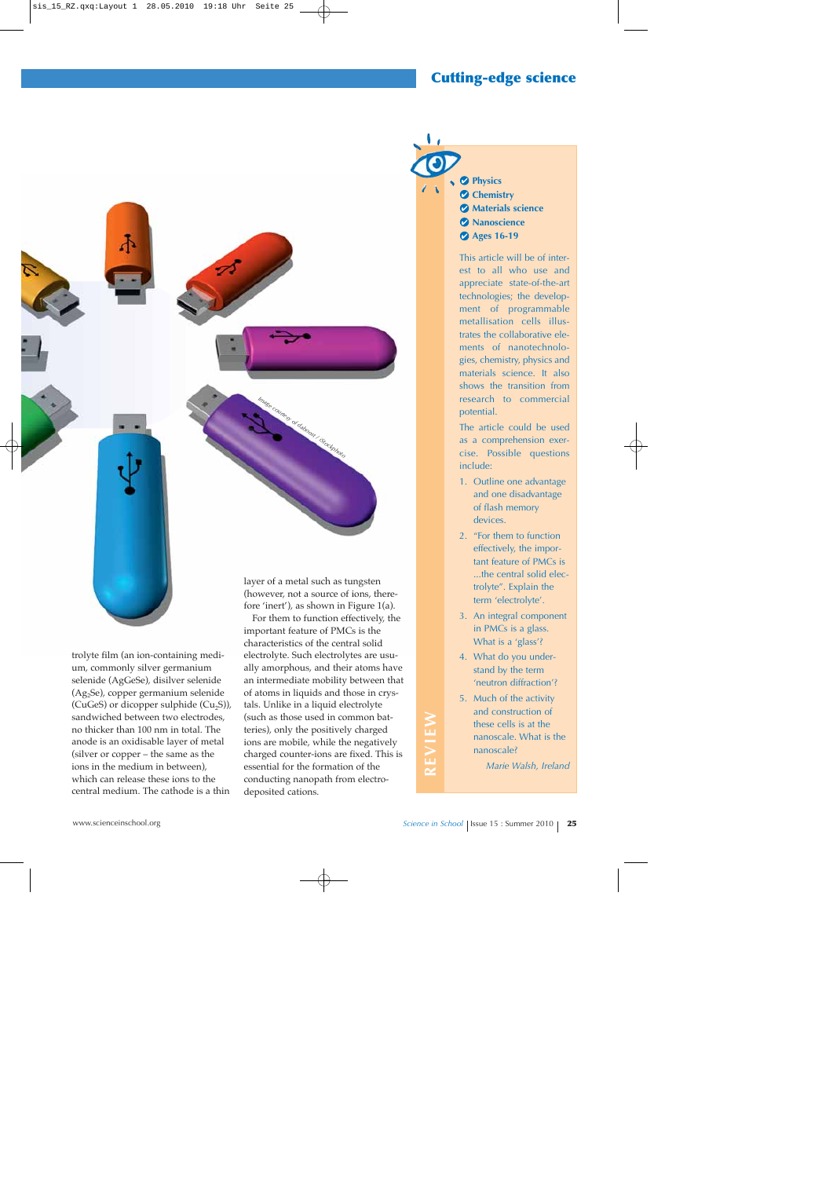trolyte film (an ion-containing medium, commonly silver germanium selenide (AgGeSe), disilver selenide ($Ag_2Se$), copper germanium selenide (CuGeS) or dicopper sulphide ($Cu_2S$)), sandwiched between two electrodes, no thicker than 100 nm in total. The anode is an oxidisable layer of metal (silver or copper – the same as the ions in the medium in between), which can release these ions to the central medium. The cathode is a thin layer of a metal such as tungsten (however, not a source of ions, therefore 'inert'), as shown in Figure 1(a).

For them to function effectively, the important feature of PMCs is the characteristics of the central solid electrolyte. Such electrolytes are usually amorphous, and their atoms have an intermediate mobility between that of atoms in liquids and those in crystals. Unlike in a liquid electrolyte (such as those used in common batteries), only the positively charged ions are mobile, while the negatively charged counter-ions are fixed. This is essential for the formation of the conducting nanopath from electro-deposited cations.

Image courtesy of dabeost / iStockphoto

**REVIEW**

- Physics
- Chemistry
- Materials science
- Nanoscience
- Ages 16-19

This article will be of interest to all who use and appreciate state-of-the-art technologies; the development of programmable metallisation cells illustrates the collaborative elements of nanotechnologies, chemistry, physics and materials science. It also shows the transition from research to commercial potential.

The article could be used as a comprehension exercise. Possible questions include:

1. Outline one advantage and one disadvantage of flash memory devices.
2. "For them to function effectively, the important feature of PMCs is ...the central solid electrolyte". Explain the term 'electrolyte'.
3. An integral component in PMCs is a glass. What is a 'glass'?
4. What do you understand by the term 'neutron diffraction'?
5. Much of the activity and construction of these cells is at the nanoscale. What is the nanoscale?

*Marie Walsh, Ireland*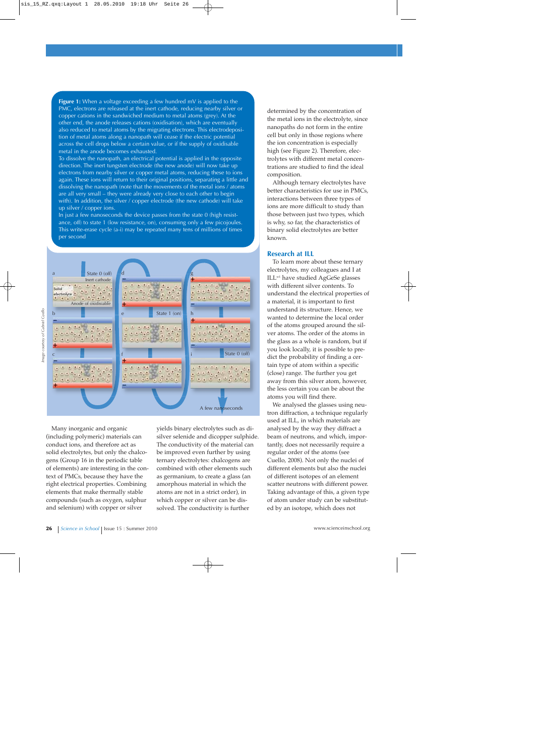**Figure 1:** When a voltage exceeding a few hundred mV is applied to the PMC, electrons are released at the inert cathode, reducing nearby silver or copper cations in the sandwiched medium to metal atoms (grey). At the other end, the anode releases cations (oxidisation), which are eventually also reduced to metal atoms by the migrating electrons. This electrodeposition of metal atoms along a nanopath will cease if the electric potential across the cell drops below a certain value, or if the supply of oxidisable metal in the anode becomes exhausted.

To dissolve the nanopath, an electrical potential is applied in the opposite direction. The inert tungsten electrode (the new anode) will now take up electrons from nearby silver or copper metal atoms, reducing these to ions again. These ions will return to their original positions, separating a little and dissolving the nanopath (note that the movements of the metal ions / atoms are all very small – they were already very close to each other to begin with). In addition, the silver / copper electrode (the new cathode) will take up silver / copper ions.

In just a few nanoseconds the device passes from the state 0 (high resistance, off) to state 1 (low resistance, on), consuming only a few picojoules. This write-erase cycle (a-i) may be repeated many tens of millions of times per second

Image courtesy of Gabriel Cuello

Many inorganic and organic (including polymeric) materials can conduct ions, and therefore act as solid electrolytes, but only the chalcogens (Group 16 in the periodic table of elements) are interesting in the context of PMCs, because they have the right electrical properties. Combining elements that make thermally stable compounds (such as oxygen, sulphur and selenium) with copper or silver yields binary electrolytes such as disilver selenide and dicopper sulphide. The conductivity of the material can be improved even further by using ternary electrolytes: chalcogens are combined with other elements such as germanium, to create a glass (an amorphous material in which the atoms are not in a strict order), in which copper or silver can be dissolved. The conductivity is further determined by the concentration of the metal ions in the electrolyte, since nanopaths do not form in the entire cell but only in those regions where the ion concentration is especially high (see Figure 2). Therefore, electrolytes with different metal concentrations are studied to find the ideal composition.

Although ternary electrolytes have better characteristics for use in PMCs, interactions between three types of ions are more difficult to study than those between just two types, which is why, so far, the characteristics of binary solid electrolytes are better known.

## Research at ILL

To learn more about these ternary electrolytes, my colleagues and I at ILL[w1] have studied AgGeSe glasses with different silver contents. To understand the electrical properties of a material, it is important to first understand its structure. Hence, we wanted to determine the local order of the atoms grouped around the silver atoms. The order of the atoms in the glass as a whole is random, but if you look locally, it is possible to predict the probability of finding a certain type of atom within a specific (close) range. The further you get away from this silver atom, however, the less certain you can be about the atoms you will find there.

We analysed the glasses using neutron diffraction, a technique regularly used at ILL, in which materials are analysed by the way they diffract a beam of neutrons, and which, importantly, does not necessarily require a regular order of the atoms (see Cuello, 2008). Not only the nuclei of different elements but also the nuclei of different isotopes of an element scatter neutrons with different power. Taking advantage of this, a given type of atom under study can be substituted by an isotope, which does not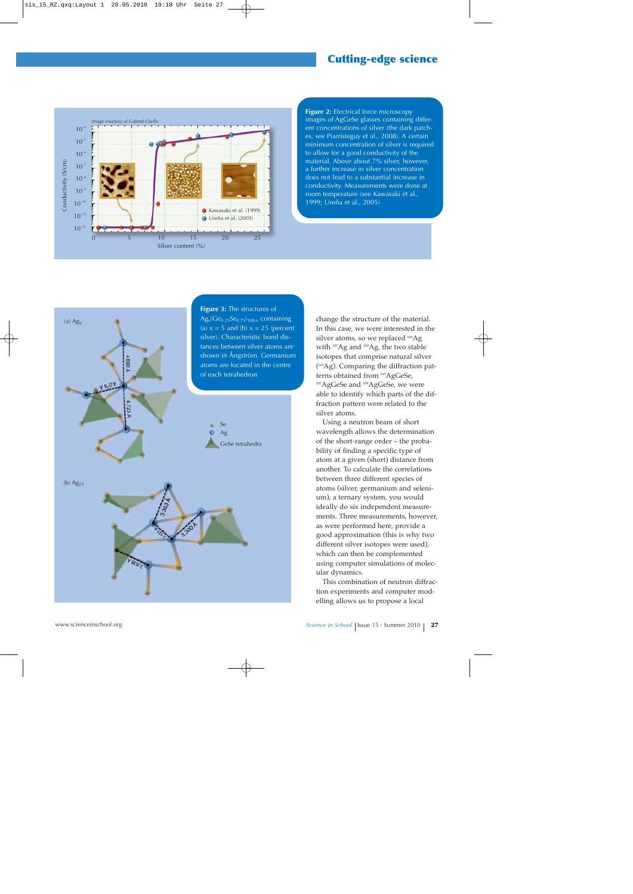**Figure 2:** Electrical force microscopy images of AgGeSe glasses containing different concentrations of silver (the dark patches, see Piarristeguy et al., 2008). A certain minimum concentration of silver is required to allow for a good conductivity of the material. Above about 7% silver, however, a further increase in silver concentration does not lead to a substantial increase in conductivity. Measurements were done at room temperature (see Kawasaki et al., 1999; Ureña et al., 2005)

**Figure 3:** The structures of $Ag_x(Ge_{0.25}Se_{0.75})_{100-x}$ containing (a) x = 5 and (b) x = 25 (percent silver). Characteristic bond distances between silver atoms are shown in Ångström. Germanium atoms are located in the centre of each tetrahedron

change the structure of the material. In this case, we were interested in the silver atoms, so we replaced $^{nat}Ag$ with $^{107}Ag$ and $^{109}Ag$, the two stable isotopes that comprise natural silver ($^{nat}Ag$). Comparing the diffraction patterns obtained from $^{nat}AgGeSe$, $^{107}AgGeSe$ and $^{109}AgGeSe$, we were able to identify which parts of the diffraction pattern were related to the silver atoms.

Using a neutron beam of short wavelength allows the determination of the short-range order – the probability of finding a specific type of atom at a given (short) distance from another. To calculate the correlations between three different species of atoms (silver, germanium and selenium), a ternary system, you would ideally do six independent measurements. Three measurements, however, as were performed here, provide a good approximation (this is why two different silver isotopes were used), which can then be complemented using computer simulations of molecular dynamics.

This combination of neutron diffraction experiments and computer modelling allows us to propose a local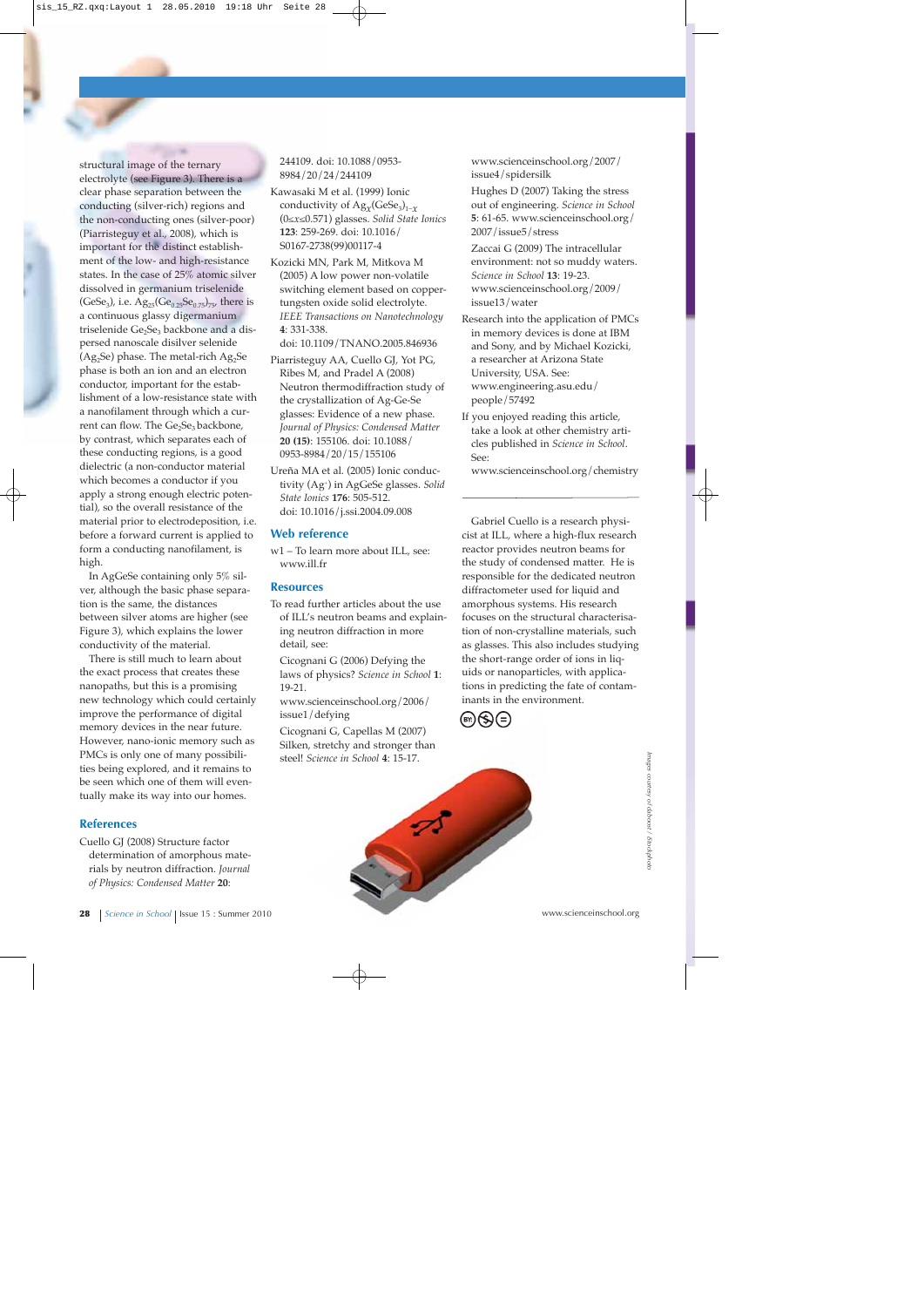structural image of the ternary electrolyte (see Figure 3). There is a clear phase separation between the conducting (silver-rich) regions and the non-conducting ones (silver-poor) (Piarristeguy et al., 2008), which is important for the distinct establishment of the low- and high-resistance states. In the case of 25% atomic silver dissolved in germanium triselenide ($GeSe_3$), i.e. $Ag_{25}(Ge_{0.25}Se_{0.75})_{75}$, there is a continuous glassy digermanium triselenide $Ge_2Se_3$ backbone and a dispersed nanoscale disilver selenide ($Ag_2Se$) phase. The metal-rich $Ag_2Se$ phase is both an ion and an electron conductor, important for the establishment of a low-resistance state with a nanofilament through which a current can flow. The $Ge_2Se_3$ backbone, by contrast, which separates each of these conducting regions, is a good dielectric (a non-conductor material which becomes a conductor if you apply a strong enough electric potential), so the overall resistance of the material prior to electrodeposition, i.e. before a forward current is applied to form a conducting nanofilament, is high.

In AgGeSe containing only 5% silver, although the basic phase separation is the same, the distances between silver atoms are higher (see Figure 3), which explains the lower conductivity of the material.

There is still much to learn about the exact process that creates these nanopaths, but this is a promising new technology which could certainly improve the performance of digital memory devices in the near future. However, nano-ionic memory such as PMCs is only one of many possibilities being explored, and it remains to be seen which one of them will eventually make its way into our homes.

## References

Cuello GJ (2008) Structure factor determination of amorphous materials by neutron diffraction. *Journal of Physics: Condensed Matter* **20**: 244109. doi: 10.1088/0953-8984/20/24/244109

Kawasaki M et al. (1999) Ionic conductivity of $Ag_x(GeSe_3)_{1-x}$ ($0 \leq x \leq 0.571$) glasses. *Solid State Ionics* **123**: 259-269. doi: 10.1016/S0167-2738(99)00117-4

Kozicki MN, Park M, Mitkova M (2005) A low power non-volatile switching element based on copper-tungsten oxide solid electrolyte. *IEEE Transactions on Nanotechnology* **4**: 331-338. doi: 10.1109/TNANO.2005.846936

Piarristeguy AA, Cuello GJ, Yot PG, Ribes M, and Pradel A (2008) Neutron thermodiffraction study of the crystallization of Ag-Ge-Se glasses: Evidence of a new phase. *Journal of Physics: Condensed Matter* **20 (15)**: 155106. doi: 10.1088/0953-8984/20/15/155106

Ureña MA et al. (2005) Ionic conductivity ($Ag^+$) in AgGeSe glasses. *Solid State Ionics* **176**: 505-512. doi: 10.1016/j.ssi.2004.09.008

## Web reference

w1 – To learn more about ILL, see: www.ill.fr

## Resources

To read further articles about the use of ILL's neutron beams and explaining neutron diffraction in more detail, see:

Cicognani G (2006) Defying the laws of physics? *Science in School* **1**: 19-21. www.scienceinschool.org/2006/issue1/defying

Cicognani G, Capellas M (2007) Silken, stretchy and stronger than steel! *Science in School* **4**: 15-17. www.scienceinschool.org/2007/issue4/spidersilk

Hughes D (2007) Taking the stress out of engineering. *Science in School* **5**: 61-65. www.scienceinschool.org/2007/issue5/stress

Zaccai G (2009) The intracellular environment: not so muddy waters. *Science in School* **13**: 19-23. www.scienceinschool.org/2009/issue13/water

Research into the application of PMCs in memory devices is done at IBM and Sony, and by Michael Kozicki, a researcher at Arizona State University, USA. See: www.engineering.asu.edu/people/57492

If you enjoyed reading this article, take a look at other chemistry articles published in *Science in School*. See: www.scienceinschool.org/chemistry

---

Gabriel Cuello is a research physicist at ILL, where a high-flux research reactor provides neutron beams for the study of condensed matter. He is responsible for the dedicated neutron diffractometer used for liquid and amorphous systems. His research focuses on the structural characterisation of non-crystalline materials, such as glasses. This also includes studying the short-range order of ions in liquids or nanoparticles, with applications in predicting the fate of contaminants in the environment.

Images courtesy of ibboost / iStockphoto